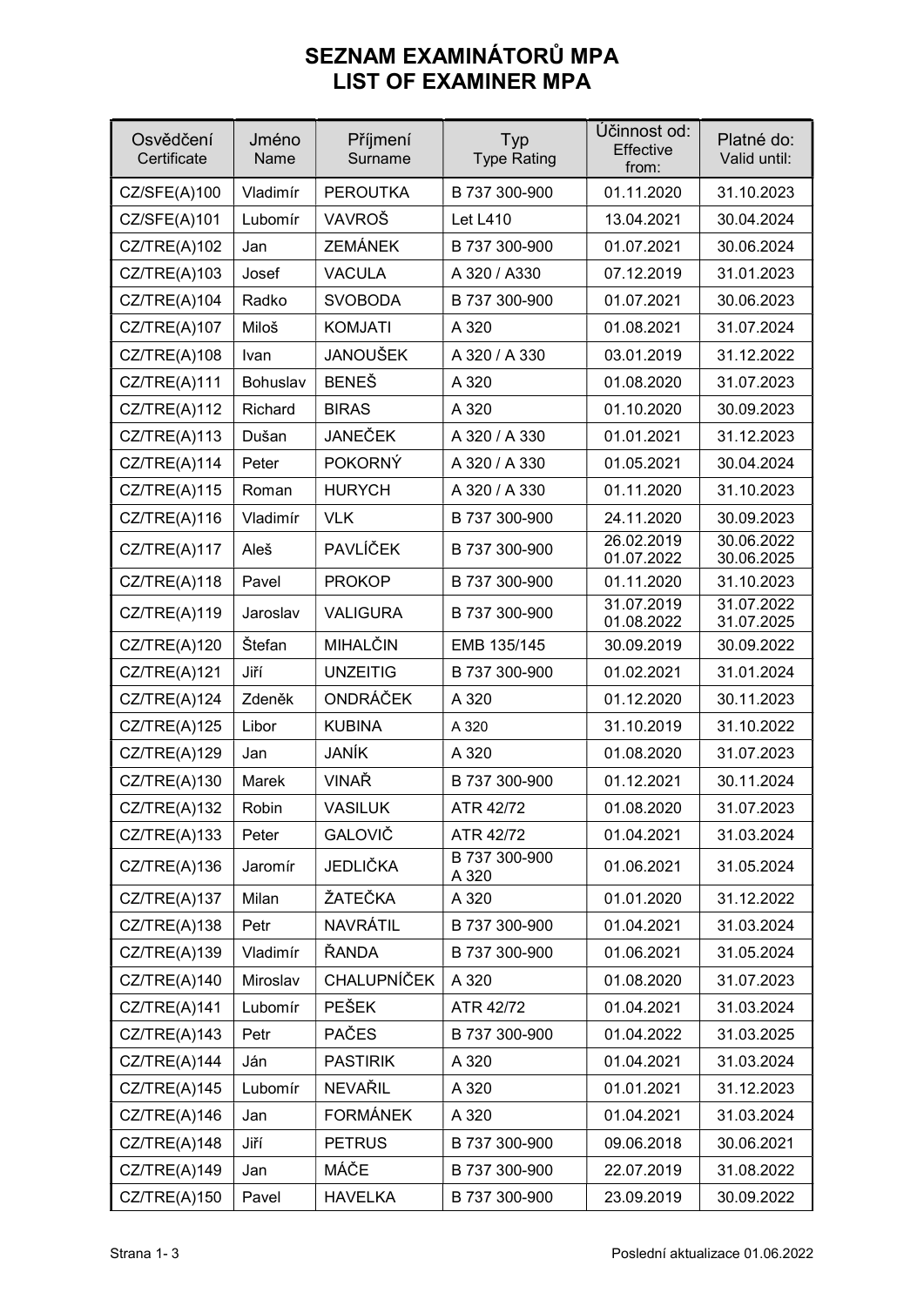# SEZNAM EXAMINÁTORŮ MPA
# LIST OF EXAMINER MPA

| Osvědčení Certificate | Jméno Name | Příjmení Surname | Typ Type Rating | Účinnost od: Effective from: | Platné do: Valid until: |
|---|---|---|---|---|---|
| CZ/SFE(A)100 | Vladimír | PEROUTKA | B 737 300-900 | 01.11.2020 | 31.10.2023 |
| CZ/SFE(A)101 | Lubomír | VAVROŠ | Let L410 | 13.04.2021 | 30.04.2024 |
| CZ/TRE(A)102 | Jan | ZEMÁNEK | B 737 300-900 | 01.07.2021 | 30.06.2024 |
| CZ/TRE(A)103 | Josef | VACULA | A 320 / A330 | 07.12.2019 | 31.01.2023 |
| CZ/TRE(A)104 | Radko | SVOBODA | B 737 300-900 | 01.07.2021 | 30.06.2023 |
| CZ/TRE(A)107 | Miloš | KOMJATI | A 320 | 01.08.2021 | 31.07.2024 |
| CZ/TRE(A)108 | Ivan | JANOUŠEK | A 320 / A 330 | 03.01.2019 | 31.12.2022 |
| CZ/TRE(A)111 | Bohuslav | BENEŠ | A 320 | 01.08.2020 | 31.07.2023 |
| CZ/TRE(A)112 | Richard | BIRAS | A 320 | 01.10.2020 | 30.09.2023 |
| CZ/TRE(A)113 | Dušan | JANEČEK | A 320 / A 330 | 01.01.2021 | 31.12.2023 |
| CZ/TRE(A)114 | Peter | POKORNÝ | A 320 / A 330 | 01.05.2021 | 30.04.2024 |
| CZ/TRE(A)115 | Roman | HURYCH | A 320 / A 330 | 01.11.2020 | 31.10.2023 |
| CZ/TRE(A)116 | Vladimír | VLK | B 737 300-900 | 24.11.2020 | 30.09.2023 |
| CZ/TRE(A)117 | Aleš | PAVLÍČEK | B 737 300-900 | 26.02.2019<br>01.07.2022 | 30.06.2022<br>30.06.2025 |
| CZ/TRE(A)118 | Pavel | PROKOP | B 737 300-900 | 01.11.2020 | 31.10.2023 |
| CZ/TRE(A)119 | Jaroslav | VALIGURA | B 737 300-900 | 31.07.2019<br>01.08.2022 | 31.07.2022<br>31.07.2025 |
| CZ/TRE(A)120 | Štefan | MIHALČIN | EMB 135/145 | 30.09.2019 | 30.09.2022 |
| CZ/TRE(A)121 | Jiří | UNZEITIG | B 737 300-900 | 01.02.2021 | 31.01.2024 |
| CZ/TRE(A)124 | Zdeněk | ONDRÁČEK | A 320 | 01.12.2020 | 30.11.2023 |
| CZ/TRE(A)125 | Libor | KUBINA | A 320 | 31.10.2019 | 31.10.2022 |
| CZ/TRE(A)129 | Jan | JANÍK | A 320 | 01.08.2020 | 31.07.2023 |
| CZ/TRE(A)130 | Marek | VINAŘ | B 737 300-900 | 01.12.2021 | 30.11.2024 |
| CZ/TRE(A)132 | Robin | VASILUK | ATR 42/72 | 01.08.2020 | 31.07.2023 |
| CZ/TRE(A)133 | Peter | GALOVIČ | ATR 42/72 | 01.04.2021 | 31.03.2024 |
| CZ/TRE(A)136 | Jaromír | JEDLIČKA | B 737 300-900<br>A 320 | 01.06.2021 | 31.05.2024 |
| CZ/TRE(A)137 | Milan | ŽATEČKA | A 320 | 01.01.2020 | 31.12.2022 |
| CZ/TRE(A)138 | Petr | NAVRÁTIL | B 737 300-900 | 01.04.2021 | 31.03.2024 |
| CZ/TRE(A)139 | Vladimír | ŘANDA | B 737 300-900 | 01.06.2021 | 31.05.2024 |
| CZ/TRE(A)140 | Miroslav | CHALUPNÍČEK | A 320 | 01.08.2020 | 31.07.2023 |
| CZ/TRE(A)141 | Lubomír | PEŠEK | ATR 42/72 | 01.04.2021 | 31.03.2024 |
| CZ/TRE(A)143 | Petr | PAČES | B 737 300-900 | 01.04.2022 | 31.03.2025 |
| CZ/TRE(A)144 | Ján | PASTIRIK | A 320 | 01.04.2021 | 31.03.2024 |
| CZ/TRE(A)145 | Lubomír | NEVAŘIL | A 320 | 01.01.2021 | 31.12.2023 |
| CZ/TRE(A)146 | Jan | FORMÁNEK | A 320 | 01.04.2021 | 31.03.2024 |
| CZ/TRE(A)148 | Jiří | PETRUS | B 737 300-900 | 09.06.2018 | 30.06.2021 |
| CZ/TRE(A)149 | Jan | MÁČE | B 737 300-900 | 22.07.2019 | 31.08.2022 |
| CZ/TRE(A)150 | Pavel | HAVELKA | B 737 300-900 | 23.09.2019 | 30.09.2022 |

Poslední aktualizace 01.06.2022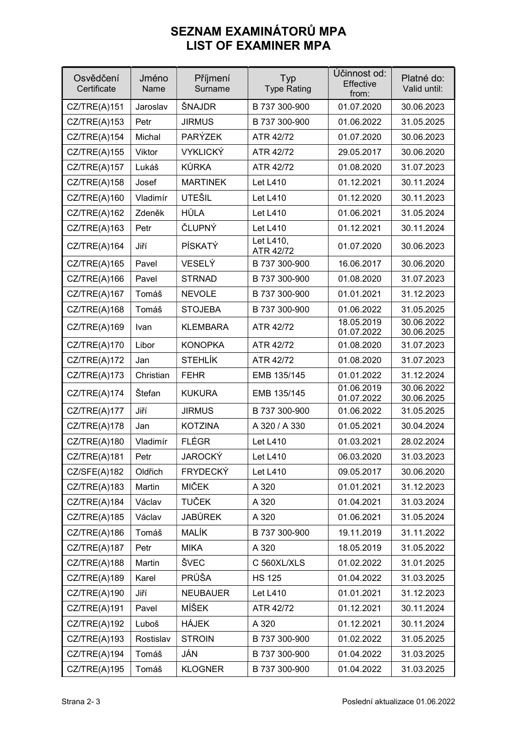# SEZNAM EXAMINÁTORŮ MPA
# LIST OF EXAMINER MPA

| Osvědčení Certificate | Jméno Name | Příjmení Surname | Typ Type Rating | Účinnost od: Effective from: | Platné do: Valid until: |
|---|---|---|---|---|---|
| CZ/TRE(A)151 | Jaroslav | ŠNAJDR | B 737 300-900 | 01.07.2020 | 30.06.2023 |
| CZ/TRE(A)153 | Petr | JIRMUS | B 737 300-900 | 01.06.2022 | 31.05.2025 |
| CZ/TRE(A)154 | Michal | PARÝZEK | ATR 42/72 | 01.07.2020 | 30.06.2023 |
| CZ/TRE(A)155 | Viktor | VYKLICKÝ | ATR 42/72 | 29.05.2017 | 30.06.2020 |
| CZ/TRE(A)157 | Lukáš | KŮRKA | ATR 42/72 | 01.08.2020 | 31.07.2023 |
| CZ/TRE(A)158 | Josef | MARTINEK | Let L410 | 01.12.2021 | 30.11.2024 |
| CZ/TRE(A)160 | Vladimír | UTEŠIL | Let L410 | 01.12.2020 | 30.11.2023 |
| CZ/TRE(A)162 | Zdeněk | HŮLA | Let L410 | 01.06.2021 | 31.05.2024 |
| CZ/TRE(A)163 | Petr | ČLUPNÝ | Let L410 | 01.12.2021 | 30.11.2024 |
| CZ/TRE(A)164 | Jiří | PÍSKATÝ | Let L410, ATR 42/72 | 01.07.2020 | 30.06.2023 |
| CZ/TRE(A)165 | Pavel | VESELÝ | B 737 300-900 | 16.06.2017 | 30.06.2020 |
| CZ/TRE(A)166 | Pavel | STRNAD | B 737 300-900 | 01.08.2020 | 31.07.2023 |
| CZ/TRE(A)167 | Tomáš | NEVOLE | B 737 300-900 | 01.01.2021 | 31.12.2023 |
| CZ/TRE(A)168 | Tomáš | STOJEBA | B 737 300-900 | 01.06.2022 | 31.05.2025 |
| CZ/TRE(A)169 | Ivan | KLEMBARA | ATR 42/72 | 18.05.2019<br>01.07.2022 | 30.06.2022<br>30.06.2025 |
| CZ/TRE(A)170 | Libor | KONOPKA | ATR 42/72 | 01.08.2020 | 31.07.2023 |
| CZ/TRE(A)172 | Jan | STEHLÍK | ATR 42/72 | 01.08.2020 | 31.07.2023 |
| CZ/TRE(A)173 | Christian | FEHR | EMB 135/145 | 01.01.2022 | 31.12.2024 |
| CZ/TRE(A)174 | Štefan | KUKURA | EMB 135/145 | 01.06.2019<br>01.07.2022 | 30.06.2022<br>30.06.2025 |
| CZ/TRE(A)177 | Jiří | JIRMUS | B 737 300-900 | 01.06.2022 | 31.05.2025 |
| CZ/TRE(A)178 | Jan | KOTZINA | A 320 / A 330 | 01.05.2021 | 30.04.2024 |
| CZ/TRE(A)180 | Vladimír | FLÉGR | Let L410 | 01.03.2021 | 28.02.2024 |
| CZ/TRE(A)181 | Petr | JAROCKÝ | Let L410 | 06.03.2020 | 31.03.2023 |
| CZ/SFE(A)182 | Oldřich | FRYDECKÝ | Let L410 | 09.05.2017 | 30.06.2020 |
| CZ/TRE(A)183 | Martin | MIČEK | A 320 | 01.01.2021 | 31.12.2023 |
| CZ/TRE(A)184 | Václav | TUČEK | A 320 | 01.04.2021 | 31.03.2024 |
| CZ/TRE(A)185 | Václav | JABŮREK | A 320 | 01.06.2021 | 31.05.2024 |
| CZ/TRE(A)186 | Tomáš | MALÍK | B 737 300-900 | 19.11.2019 | 31.11.2022 |
| CZ/TRE(A)187 | Petr | MIKA | A 320 | 18.05.2019 | 31.05.2022 |
| CZ/TRE(A)188 | Martin | ŠVEC | C 560XL/XLS | 01.02.2022 | 31.01.2025 |
| CZ/TRE(A)189 | Karel | PRŮŠA | HS 125 | 01.04.2022 | 31.03.2025 |
| CZ/TRE(A)190 | Jiří | NEUBAUER | Let L410 | 01.01.2021 | 31.12.2023 |
| CZ/TRE(A)191 | Pavel | MÍŠEK | ATR 42/72 | 01.12.2021 | 30.11.2024 |
| CZ/TRE(A)192 | Luboš | HÁJEK | A 320 | 01.12.2021 | 30.11.2024 |
| CZ/TRE(A)193 | Rostislav | STROIN | B 737 300-900 | 01.02.2022 | 31.05.2025 |
| CZ/TRE(A)194 | Tomáš | JÁN | B 737 300-900 | 01.04.2022 | 31.03.2025 |
| CZ/TRE(A)195 | Tomáš | KLOGNER | B 737 300-900 | 01.04.2022 | 31.03.2025 |

Poslední aktualizace 01.06.2022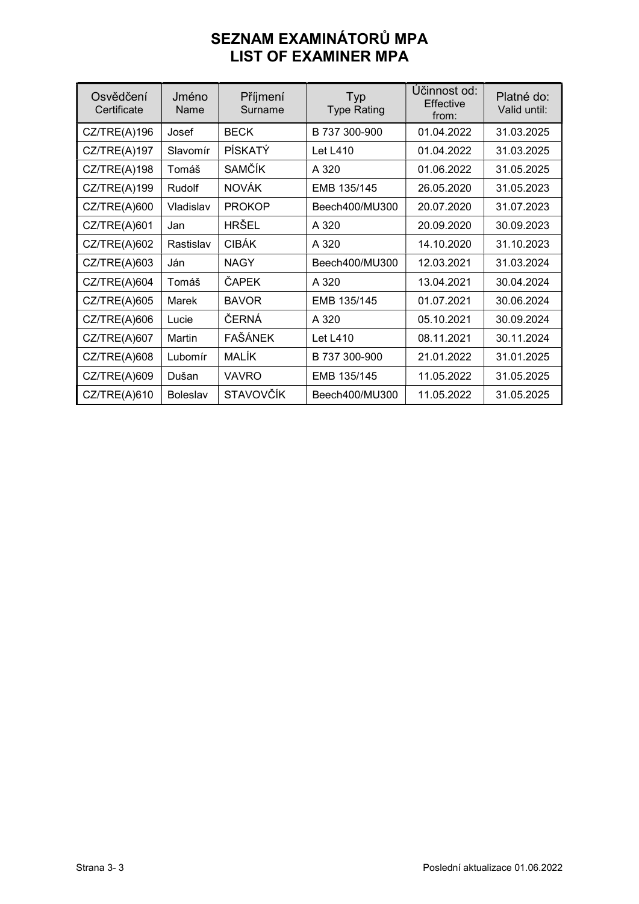# SEZNAM EXAMINÁTORŮ MPA
# LIST OF EXAMINER MPA

| Osvědčení Certificate | Jméno Name | Příjmení Surname | Typ Type Rating | Účinnost od: Effective from: | Platné do: Valid until: |
|---|---|---|---|---|---|
| CZ/TRE(A)196 | Josef | BECK | B 737 300-900 | 01.04.2022 | 31.03.2025 |
| CZ/TRE(A)197 | Slavomír | PÍSKATÝ | Let L410 | 01.04.2022 | 31.03.2025 |
| CZ/TRE(A)198 | Tomáš | SAMČÍK | A 320 | 01.06.2022 | 31.05.2025 |
| CZ/TRE(A)199 | Rudolf | NOVÁK | EMB 135/145 | 26.05.2020 | 31.05.2023 |
| CZ/TRE(A)600 | Vladislav | PROKOP | Beech400/MU300 | 20.07.2020 | 31.07.2023 |
| CZ/TRE(A)601 | Jan | HRŠEL | A 320 | 20.09.2020 | 30.09.2023 |
| CZ/TRE(A)602 | Rastislav | CIBÁK | A 320 | 14.10.2020 | 31.10.2023 |
| CZ/TRE(A)603 | Ján | NAGY | Beech400/MU300 | 12.03.2021 | 31.03.2024 |
| CZ/TRE(A)604 | Tomáš | ČAPEK | A 320 | 13.04.2021 | 30.04.2024 |
| CZ/TRE(A)605 | Marek | BAVOR | EMB 135/145 | 01.07.2021 | 30.06.2024 |
| CZ/TRE(A)606 | Lucie | ČERNÁ | A 320 | 05.10.2021 | 30.09.2024 |
| CZ/TRE(A)607 | Martin | FAŠÁNEK | Let L410 | 08.11.2021 | 30.11.2024 |
| CZ/TRE(A)608 | Lubomír | MALÍK | B 737 300-900 | 21.01.2022 | 31.01.2025 |
| CZ/TRE(A)609 | Dušan | VAVRO | EMB 135/145 | 11.05.2022 | 31.05.2025 |
| CZ/TRE(A)610 | Boleslav | STAVOVČÍK | Beech400/MU300 | 11.05.2022 | 31.05.2025 |

Poslední aktualizace 01.06.2022